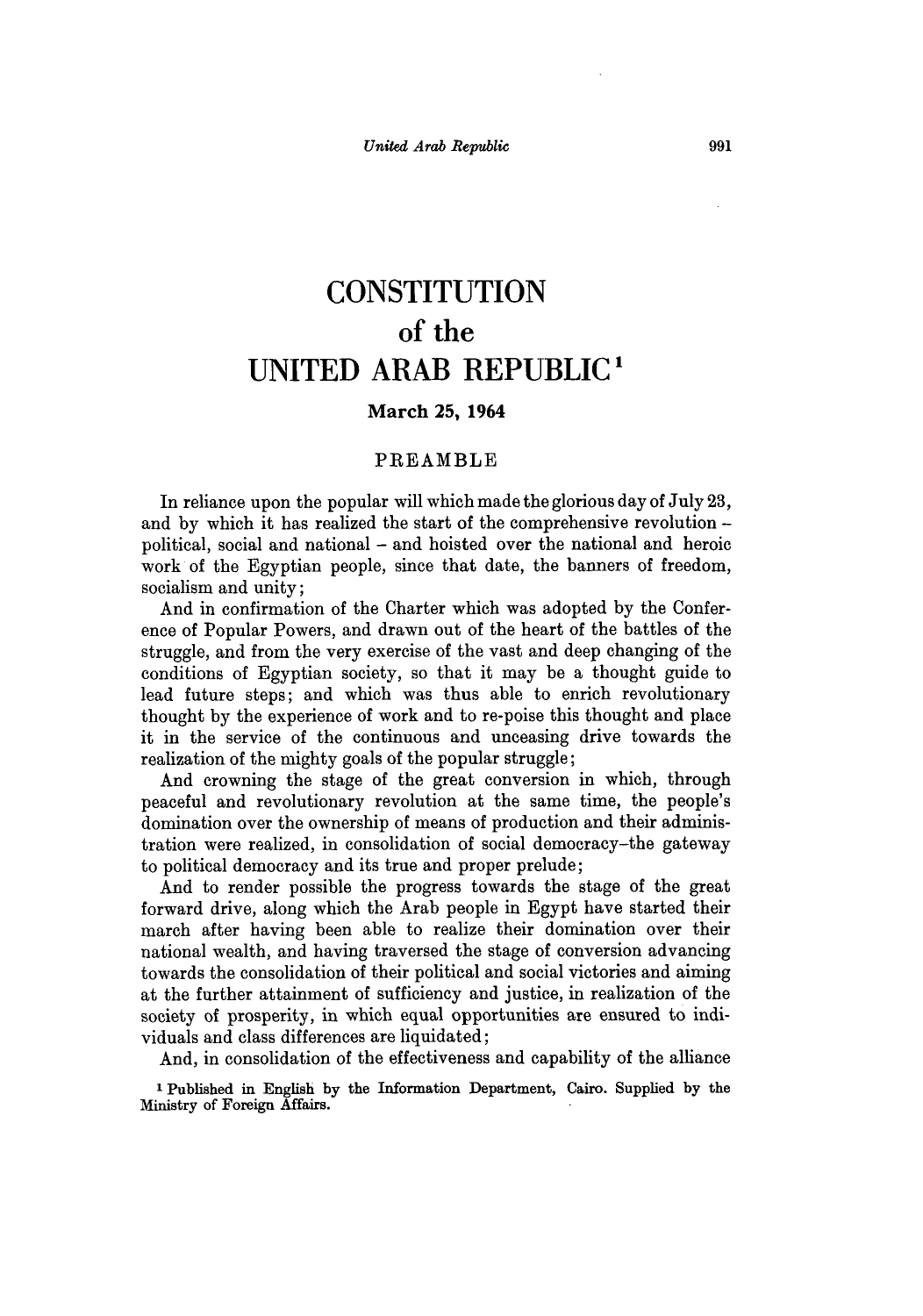# CONSTITUTION
# of the
# UNITED ARAB REPUBLIC[1]

**March 25, 1964**

## PREAMBLE

In reliance upon the popular will which made the glorious day of July 23, and by which it has realized the start of the comprehensive revolution – political, social and national – and hoisted over the national and heroic work of the Egyptian people, since that date, the banners of freedom, socialism and unity;

And in confirmation of the Charter which was adopted by the Conference of Popular Powers, and drawn out of the heart of the battles of the struggle, and from the very exercise of the vast and deep changing of the conditions of Egyptian society, so that it may be a thought guide to lead future steps; and which was thus able to enrich revolutionary thought by the experience of work and to re-poise this thought and place it in the service of the continuous and unceasing drive towards the realization of the mighty goals of the popular struggle;

And crowning the stage of the great conversion in which, through peaceful and revolutionary revolution at the same time, the people's domination over the ownership of means of production and their administration were realized, in consolidation of social democracy–the gateway to political democracy and its true and proper prelude;

And to render possible the progress towards the stage of the great forward drive, along which the Arab people in Egypt have started their march after having been able to realize their domination over their national wealth, and having traversed the stage of conversion advancing towards the consolidation of their political and social victories and aiming at the further attainment of sufficiency and justice, in realization of the society of prosperity, in which equal opportunities are ensured to individuals and class differences are liquidated;

And, in consolidation of the effectiveness and capability of the alliance

[1] Published in English by the Information Department, Cairo. Supplied by the Ministry of Foreign Affairs.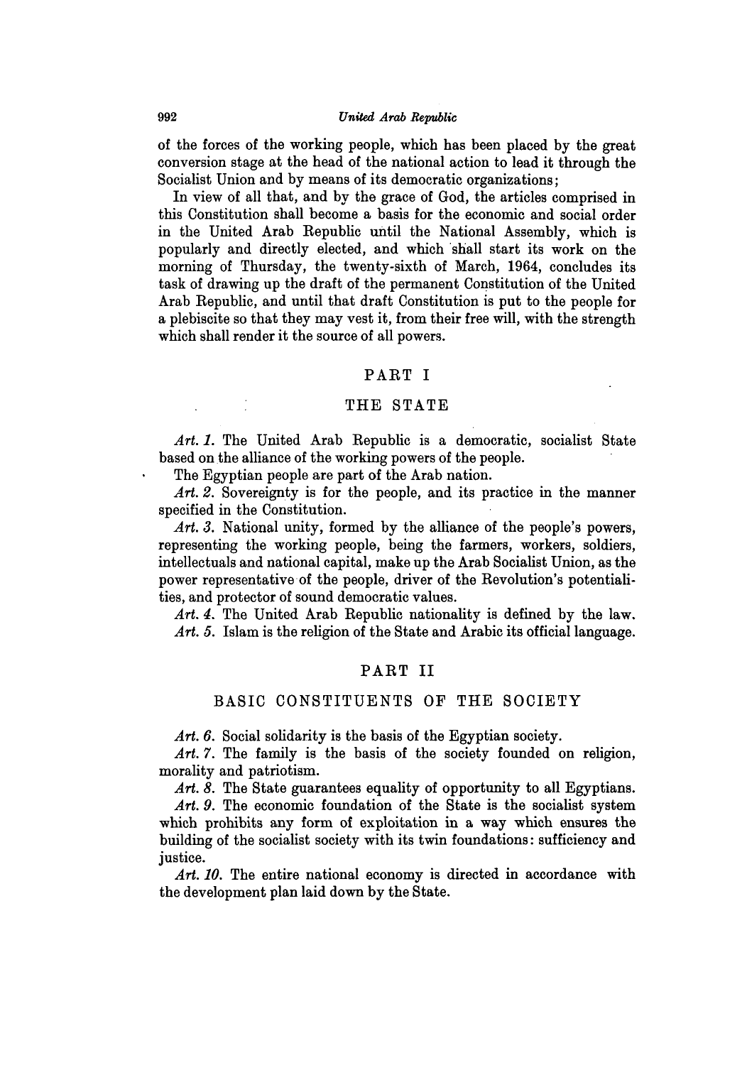of the forces of the working people, which has been placed by the great conversion stage at the head of the national action to lead it through the Socialist Union and by means of its democratic organizations;

In view of all that, and by the grace of God, the articles comprised in this Constitution shall become a basis for the economic and social order in the United Arab Republic until the National Assembly, which is popularly and directly elected, and which shall start its work on the morning of Thursday, the twenty-sixth of March, 1964, concludes its task of drawing up the draft of the permanent Constitution of the United Arab Republic, and until that draft Constitution is put to the people for a plebiscite so that they may vest it, from their free will, with the strength which shall render it the source of all powers.

## PART I

## THE STATE

*Art. 1.* The United Arab Republic is a democratic, socialist State based on the alliance of the working powers of the people.

The Egyptian people are part of the Arab nation.

*Art. 2.* Sovereignty is for the people, and its practice in the manner specified in the Constitution.

*Art. 3.* National unity, formed by the alliance of the people's powers, representing the working people, being the farmers, workers, soldiers, intellectuals and national capital, make up the Arab Socialist Union, as the power representative of the people, driver of the Revolution's potentialities, and protector of sound democratic values.

*Art. 4.* The United Arab Republic nationality is defined by the law.

*Art. 5.* Islam is the religion of the State and Arabic its official language.

## PART II

## BASIC CONSTITUENTS OF THE SOCIETY

*Art. 6.* Social solidarity is the basis of the Egyptian society.

*Art. 7.* The family is the basis of the society founded on religion, morality and patriotism.

*Art. 8.* The State guarantees equality of opportunity to all Egyptians.

*Art. 9.* The economic foundation of the State is the socialist system which prohibits any form of exploitation in a way which ensures the building of the socialist society with its twin foundations: sufficiency and justice.

*Art. 10.* The entire national economy is directed in accordance with the development plan laid down by the State.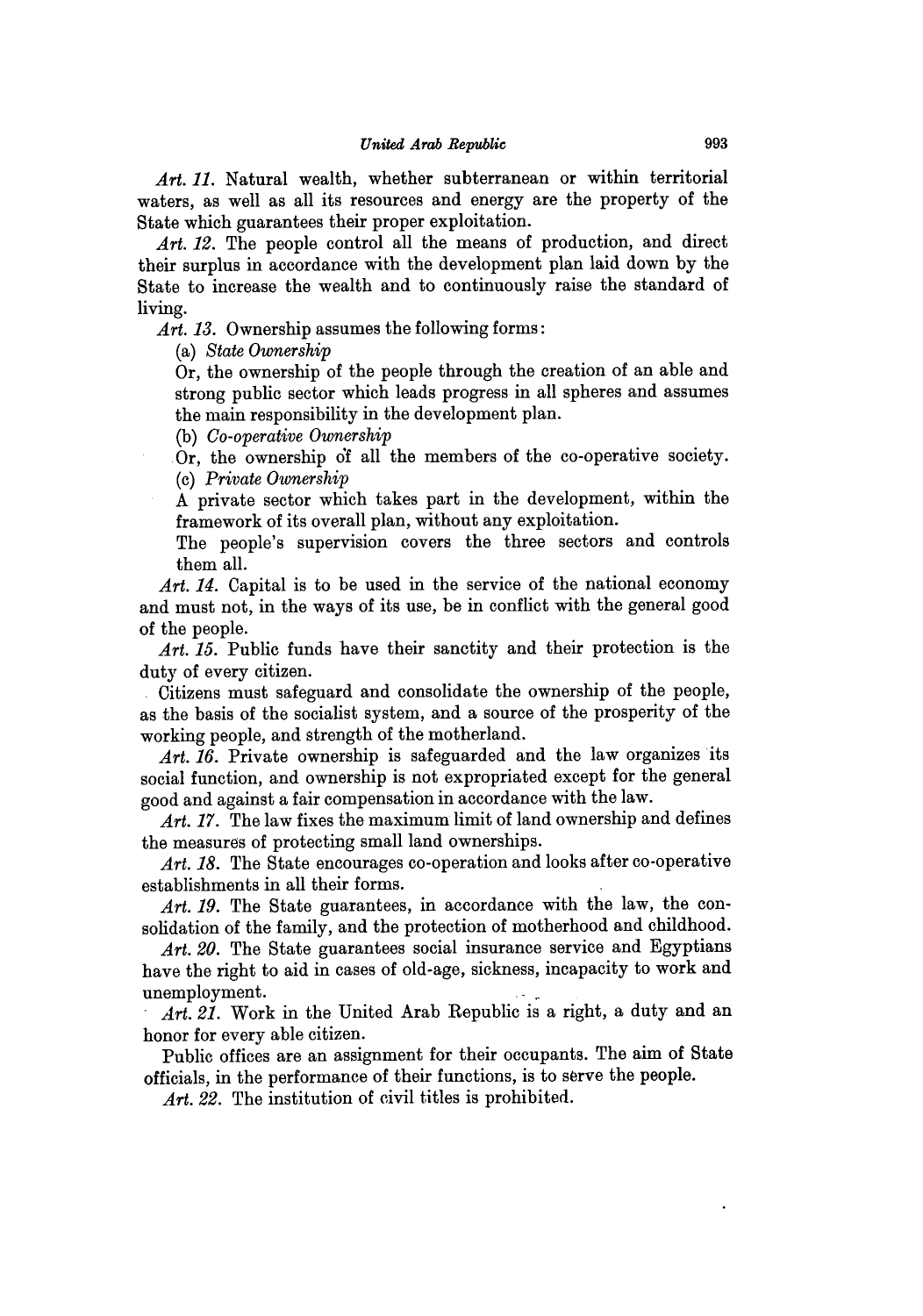*Art. 11.* Natural wealth, whether subterranean or within territorial waters, as well as all its resources and energy are the property of the State which guarantees their proper exploitation.

*Art. 12.* The people control all the means of production, and direct their surplus in accordance with the development plan laid down by the State to increase the wealth and to continuously raise the standard of living.

*Art. 13.* Ownership assumes the following forms:

(a) *State Ownership*

Or, the ownership of the people through the creation of an able and strong public sector which leads progress in all spheres and assumes the main responsibility in the development plan.

(b) *Co-operative Ownership*

Or, the ownership of all the members of the co-operative society.

(c) *Private Ownership*

A private sector which takes part in the development, within the framework of its overall plan, without any exploitation.

The people's supervision covers the three sectors and controls them all.

*Art. 14.* Capital is to be used in the service of the national economy and must not, in the ways of its use, be in conflict with the general good of the people.

*Art. 15.* Public funds have their sanctity and their protection is the duty of every citizen.

Citizens must safeguard and consolidate the ownership of the people, as the basis of the socialist system, and a source of the prosperity of the working people, and strength of the motherland.

*Art. 16.* Private ownership is safeguarded and the law organizes its social function, and ownership is not expropriated except for the general good and against a fair compensation in accordance with the law.

*Art. 17.* The law fixes the maximum limit of land ownership and defines the measures of protecting small land ownerships.

*Art. 18.* The State encourages co-operation and looks after co-operative establishments in all their forms.

*Art. 19.* The State guarantees, in accordance with the law, the consolidation of the family, and the protection of motherhood and childhood.

*Art. 20.* The State guarantees social insurance service and Egyptians have the right to aid in cases of old-age, sickness, incapacity to work and unemployment.

*Art. 21.* Work in the United Arab Republic is a right, a duty and an honor for every able citizen.

Public offices are an assignment for their occupants. The aim of State officials, in the performance of their functions, is to serve the people.

*Art. 22.* The institution of civil titles is prohibited.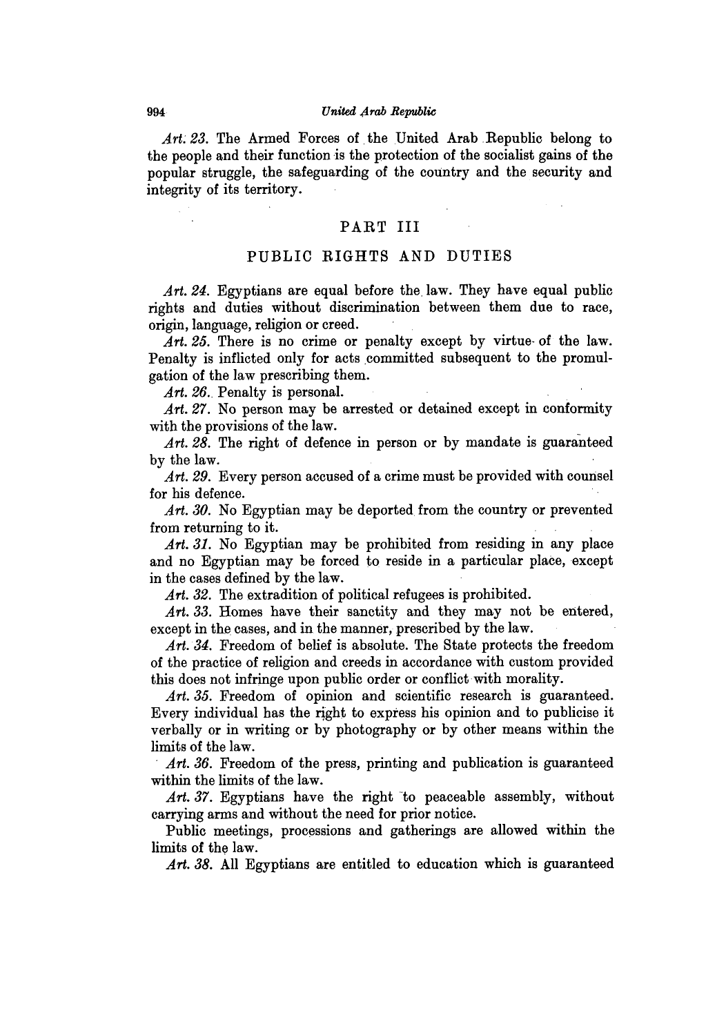*Art. 23.* The Armed Forces of the United Arab Republic belong to the people and their function is the protection of the socialist gains of the popular struggle, the safeguarding of the country and the security and integrity of its territory.

## PART III

## PUBLIC RIGHTS AND DUTIES

*Art. 24.* Egyptians are equal before the law. They have equal public rights and duties without discrimination between them due to race, origin, language, religion or creed.

*Art. 25.* There is no crime or penalty except by virtue of the law. Penalty is inflicted only for acts committed subsequent to the promulgation of the law prescribing them.

*Art. 26.* Penalty is personal.

*Art. 27.* No person may be arrested or detained except in conformity with the provisions of the law.

*Art. 28.* The right of defence in person or by mandate is guaranteed by the law.

*Art. 29.* Every person accused of a crime must be provided with counsel for his defence.

*Art. 30.* No Egyptian may be deported from the country or prevented from returning to it.

*Art. 31.* No Egyptian may be prohibited from residing in any place and no Egyptian may be forced to reside in a particular place, except in the cases defined by the law.

*Art. 32.* The extradition of political refugees is prohibited.

*Art. 33.* Homes have their sanctity and they may not be entered, except in the cases, and in the manner, prescribed by the law.

*Art. 34.* Freedom of belief is absolute. The State protects the freedom of the practice of religion and creeds in accordance with custom provided this does not infringe upon public order or conflict with morality.

*Art. 35.* Freedom of opinion and scientific research is guaranteed. Every individual has the right to express his opinion and to publicise it verbally or in writing or by photography or by other means within the limits of the law.

*Art. 36.* Freedom of the press, printing and publication is guaranteed within the limits of the law.

*Art. 37.* Egyptians have the right to peaceable assembly, without carrying arms and without the need for prior notice.

Public meetings, processions and gatherings are allowed within the limits of the law.

*Art. 38.* All Egyptians are entitled to education which is guaranteed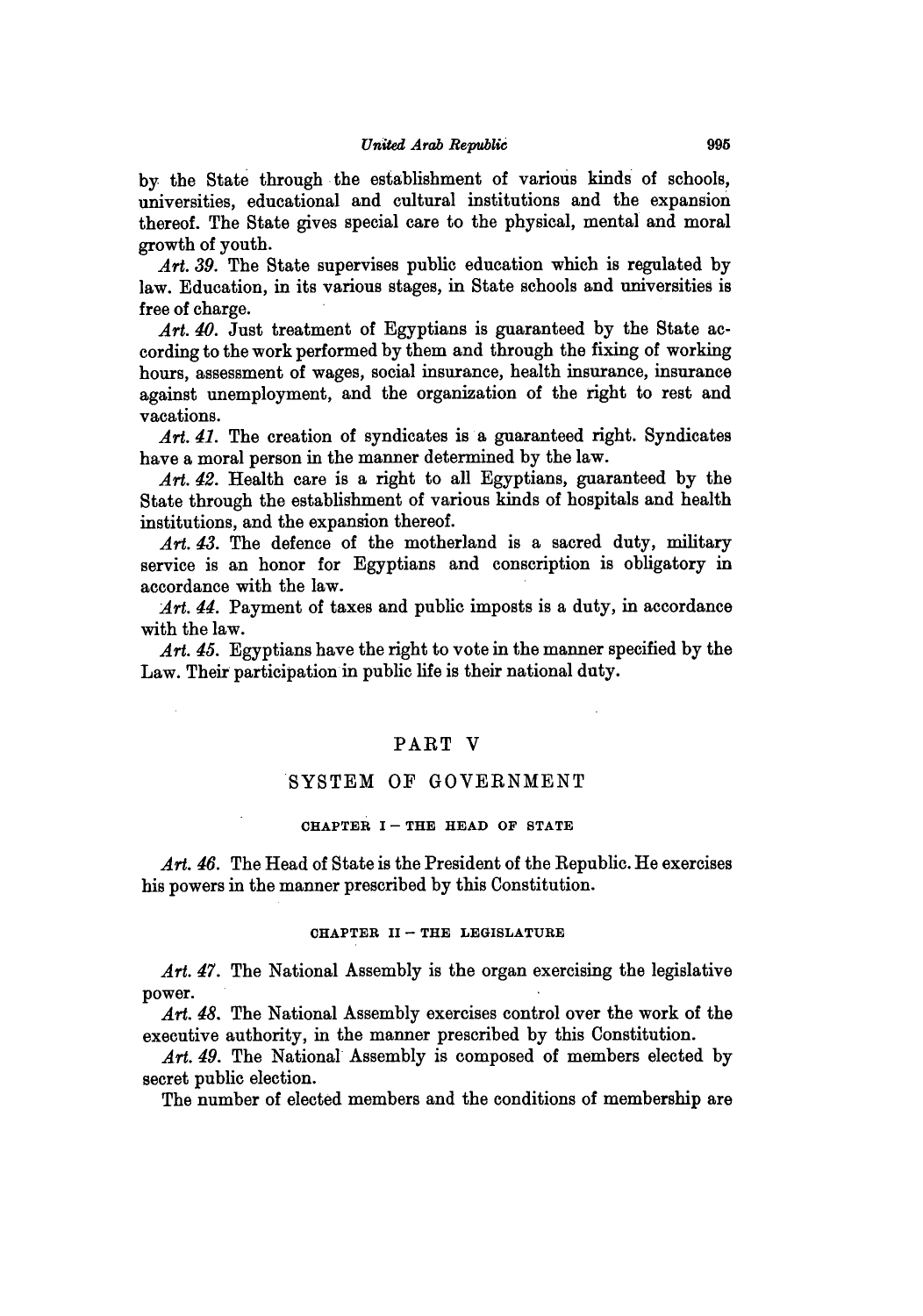by the State through the establishment of various kinds of schools, universities, educational and cultural institutions and the expansion thereof. The State gives special care to the physical, mental and moral growth of youth.

*Art. 39.* The State supervises public education which is regulated by law. Education, in its various stages, in State schools and universities is free of charge.

*Art. 40.* Just treatment of Egyptians is guaranteed by the State according to the work performed by them and through the fixing of working hours, assessment of wages, social insurance, health insurance, insurance against unemployment, and the organization of the right to rest and vacations.

*Art. 41.* The creation of syndicates is a guaranteed right. Syndicates have a moral person in the manner determined by the law.

*Art. 42.* Health care is a right to all Egyptians, guaranteed by the State through the establishment of various kinds of hospitals and health institutions, and the expansion thereof.

*Art. 43.* The defence of the motherland is a sacred duty, military service is an honor for Egyptians and conscription is obligatory in accordance with the law.

*Art. 44.* Payment of taxes and public imposts is a duty, in accordance with the law.

*Art. 45.* Egyptians have the right to vote in the manner specified by the Law. Their participation in public life is their national duty.

## PART V

## SYSTEM OF GOVERNMENT

### CHAPTER I – THE HEAD OF STATE

*Art. 46.* The Head of State is the President of the Republic. He exercises his powers in the manner prescribed by this Constitution.

### CHAPTER II – THE LEGISLATURE

*Art. 47.* The National Assembly is the organ exercising the legislative power.

*Art. 48.* The National Assembly exercises control over the work of the executive authority, in the manner prescribed by this Constitution.

*Art. 49.* The National Assembly is composed of members elected by secret public election.

The number of elected members and the conditions of membership are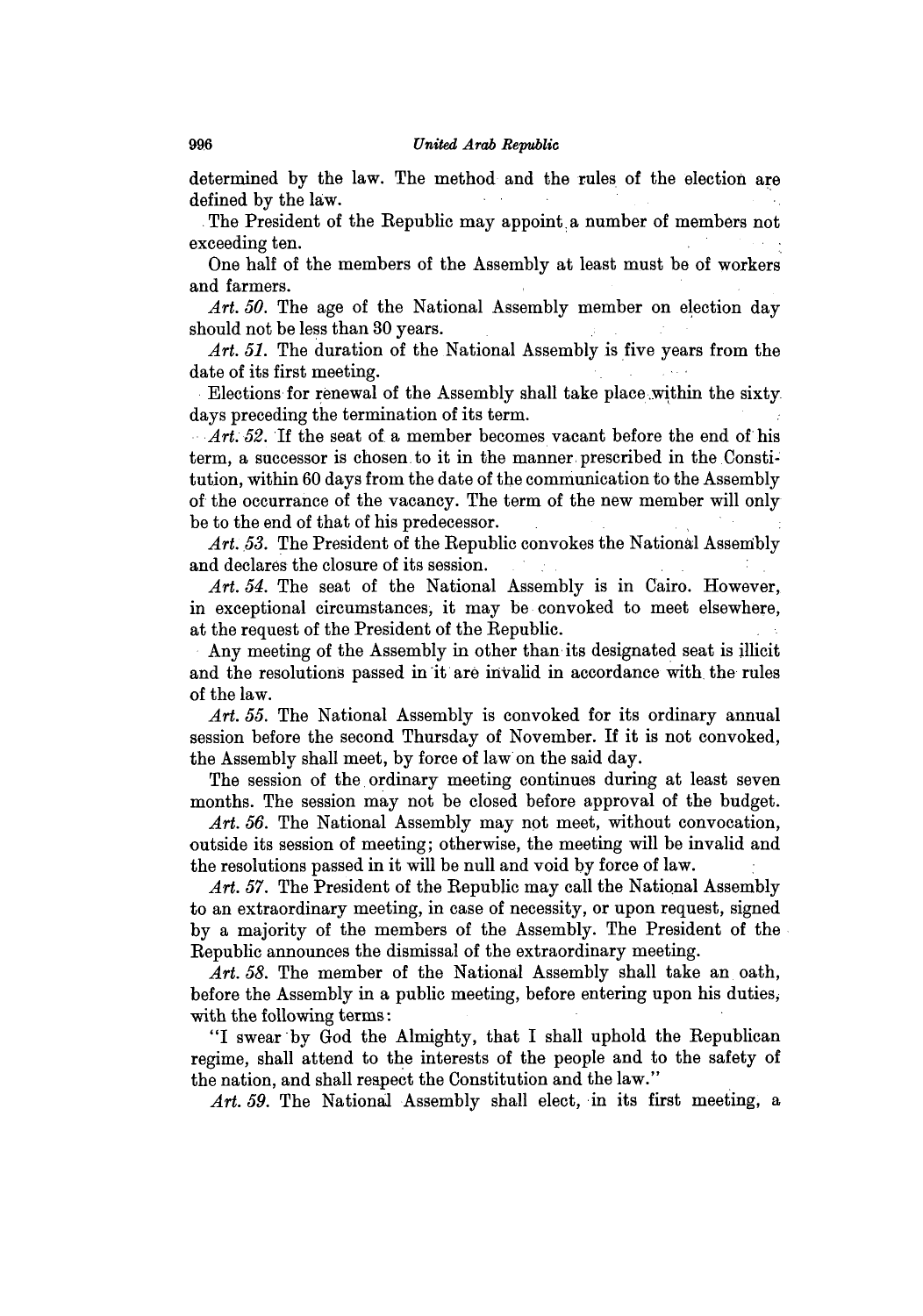determined by the law. The method and the rules of the election are defined by the law.

The President of the Republic may appoint a number of members not exceeding ten.

One half of the members of the Assembly at least must be of workers and farmers.

*Art. 50.* The age of the National Assembly member on election day should not be less than 30 years.

*Art. 51.* The duration of the National Assembly is five years from the date of its first meeting.

Elections for renewal of the Assembly shall take place within the sixty days preceding the termination of its term.

*Art. 52.* If the seat of a member becomes vacant before the end of his term, a successor is chosen to it in the manner prescribed in the Constitution, within 60 days from the date of the communication to the Assembly of the occurrance of the vacancy. The term of the new member will only be to the end of that of his predecessor.

*Art. 53.* The President of the Republic convokes the National Assembly and declares the closure of its session.

*Art. 54.* The seat of the National Assembly is in Cairo. However, in exceptional circumstances, it may be convoked to meet elsewhere, at the request of the President of the Republic.

Any meeting of the Assembly in other than its designated seat is illicit and the resolutions passed in it are invalid in accordance with the rules of the law.

*Art. 55.* The National Assembly is convoked for its ordinary annual session before the second Thursday of November. If it is not convoked, the Assembly shall meet, by force of law on the said day.

The session of the ordinary meeting continues during at least seven months. The session may not be closed before approval of the budget.

*Art. 56.* The National Assembly may not meet, without convocation, outside its session of meeting; otherwise, the meeting will be invalid and the resolutions passed in it will be null and void by force of law.

*Art. 57.* The President of the Republic may call the National Assembly to an extraordinary meeting, in case of necessity, or upon request, signed by a majority of the members of the Assembly. The President of the Republic announces the dismissal of the extraordinary meeting.

*Art. 58.* The member of the National Assembly shall take an oath, before the Assembly in a public meeting, before entering upon his duties, with the following terms:

"I swear by God the Almighty, that I shall uphold the Republican regime, shall attend to the interests of the people and to the safety of the nation, and shall respect the Constitution and the law."

*Art. 59.* The National Assembly shall elect, in its first meeting, a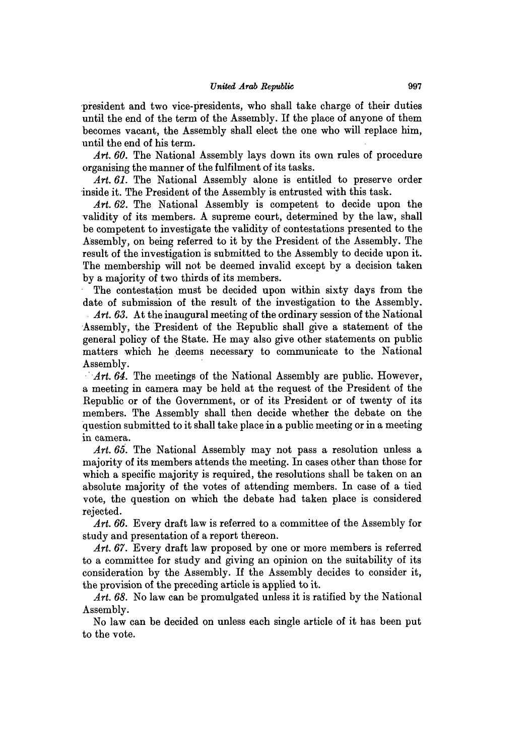president and two vice-presidents, who shall take charge of their duties until the end of the term of the Assembly. If the place of anyone of them becomes vacant, the Assembly shall elect the one who will replace him, until the end of his term.

*Art. 60.* The National Assembly lays down its own rules of procedure organising the manner of the fulfilment of its tasks.

*Art. 61.* The National Assembly alone is entitled to preserve order inside it. The President of the Assembly is entrusted with this task.

*Art. 62.* The National Assembly is competent to decide upon the validity of its members. A supreme court, determined by the law, shall be competent to investigate the validity of contestations presented to the Assembly, on being referred to it by the President of the Assembly. The result of the investigation is submitted to the Assembly to decide upon it. The membership will not be deemed invalid except by a decision taken by a majority of two thirds of its members.

The contestation must be decided upon within sixty days from the date of submission of the result of the investigation to the Assembly.

*Art. 63.* At the inaugural meeting of the ordinary session of the National Assembly, the President of the Republic shall give a statement of the general policy of the State. He may also give other statements on public matters which he deems necessary to communicate to the National Assembly.

*Art. 64.* The meetings of the National Assembly are public. However, a meeting in camera may be held at the request of the President of the Republic or of the Government, or of its President or of twenty of its members. The Assembly shall then decide whether the debate on the question submitted to it shall take place in a public meeting or in a meeting in camera.

*Art. 65.* The National Assembly may not pass a resolution unless a majority of its members attends the meeting. In cases other than those for which a specific majority is required, the resolutions shall be taken on an absolute majority of the votes of attending members. In case of a tied vote, the question on which the debate had taken place is considered rejected.

*Art. 66.* Every draft law is referred to a committee of the Assembly for study and presentation of a report thereon.

*Art. 67.* Every draft law proposed by one or more members is referred to a committee for study and giving an opinion on the suitability of its consideration by the Assembly. If the Assembly decides to consider it, the provision of the preceding article is applied to it.

*Art. 68.* No law can be promulgated unless it is ratified by the National Assembly.

No law can be decided on unless each single article of it has been put to the vote.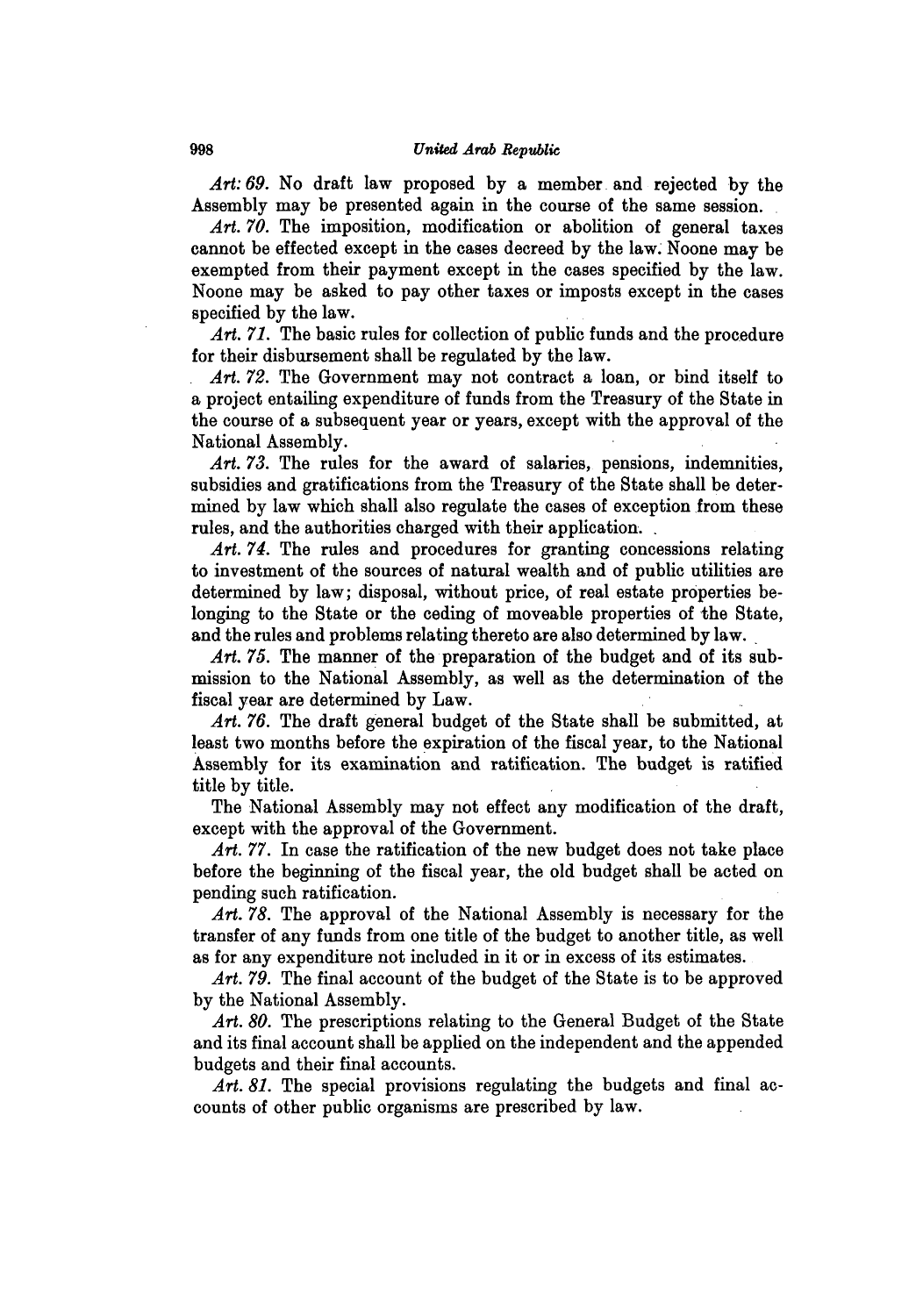*Art: 69.* No draft law proposed by a member and rejected by the Assembly may be presented again in the course of the same session.

*Art. 70.* The imposition, modification or abolition of general taxes cannot be effected except in the cases decreed by the law. Noone may be exempted from their payment except in the cases specified by the law. Noone may be asked to pay other taxes or imposts except in the cases specified by the law.

*Art. 71.* The basic rules for collection of public funds and the procedure for their disbursement shall be regulated by the law.

*Art. 72.* The Government may not contract a loan, or bind itself to a project entailing expenditure of funds from the Treasury of the State in the course of a subsequent year or years, except with the approval of the National Assembly.

*Art. 73.* The rules for the award of salaries, pensions, indemnities, subsidies and gratifications from the Treasury of the State shall be determined by law which shall also regulate the cases of exception from these rules, and the authorities charged with their application.

*Art. 74.* The rules and procedures for granting concessions relating to investment of the sources of natural wealth and of public utilities are determined by law; disposal, without price, of real estate properties belonging to the State or the ceding of moveable properties of the State, and the rules and problems relating thereto are also determined by law.

*Art. 75.* The manner of the preparation of the budget and of its submission to the National Assembly, as well as the determination of the fiscal year are determined by Law.

*Art. 76.* The draft general budget of the State shall be submitted, at least two months before the expiration of the fiscal year, to the National Assembly for its examination and ratification. The budget is ratified title by title.

The National Assembly may not effect any modification of the draft, except with the approval of the Government.

*Art. 77.* In case the ratification of the new budget does not take place before the beginning of the fiscal year, the old budget shall be acted on pending such ratification.

*Art. 78.* The approval of the National Assembly is necessary for the transfer of any funds from one title of the budget to another title, as well as for any expenditure not included in it or in excess of its estimates.

*Art. 79.* The final account of the budget of the State is to be approved by the National Assembly.

*Art. 80.* The prescriptions relating to the General Budget of the State and its final account shall be applied on the independent and the appended budgets and their final accounts.

*Art. 81.* The special provisions regulating the budgets and final accounts of other public organisms are prescribed by law.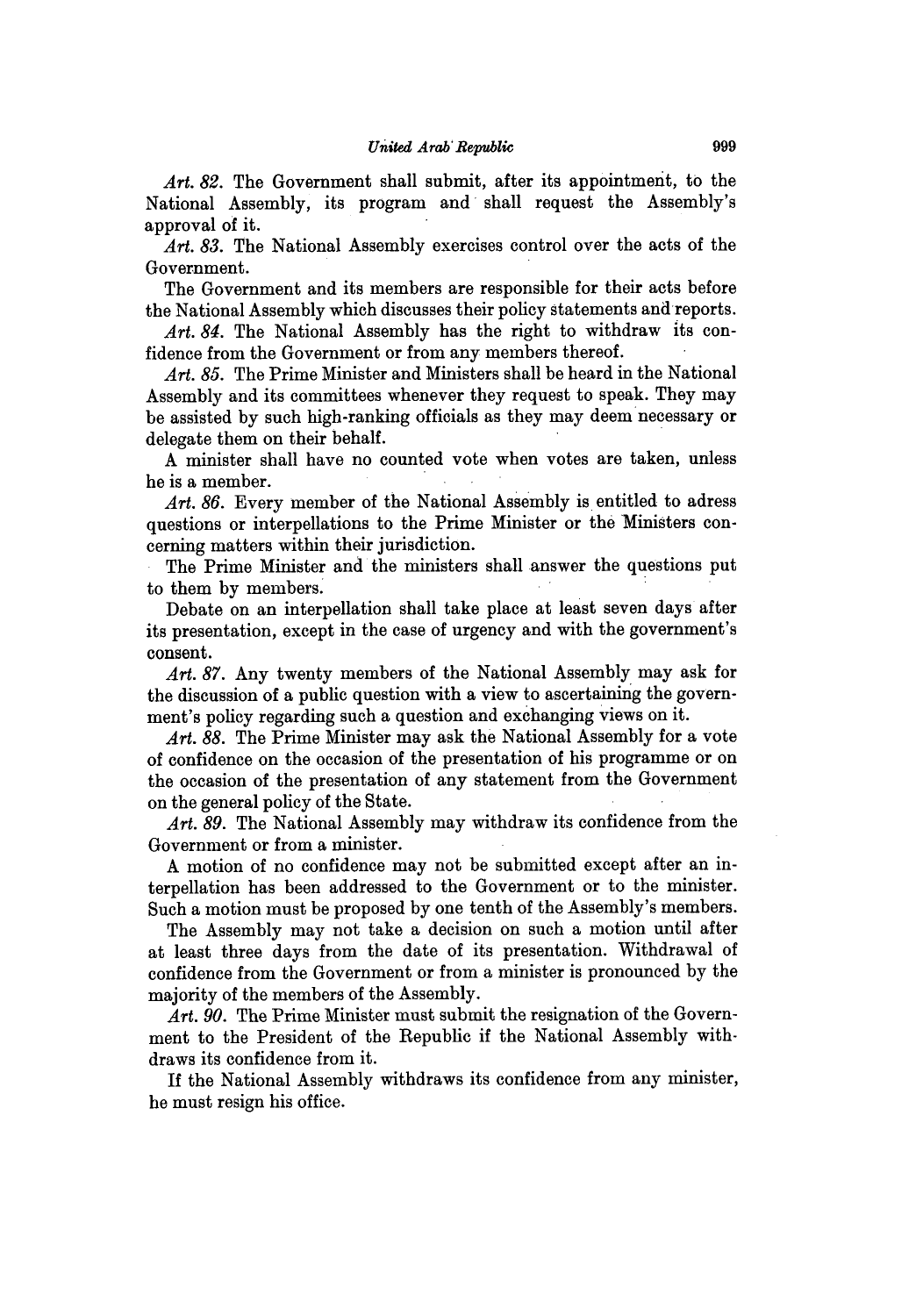*Art. 82.* The Government shall submit, after its appointment, to the National Assembly, its program and shall request the Assembly's approval of it.

*Art. 83.* The National Assembly exercises control over the acts of the Government.

The Government and its members are responsible for their acts before the National Assembly which discusses their policy statements and reports.

*Art. 84.* The National Assembly has the right to withdraw its confidence from the Government or from any members thereof.

*Art. 85.* The Prime Minister and Ministers shall be heard in the National Assembly and its committees whenever they request to speak. They may be assisted by such high-ranking officials as they may deem necessary or delegate them on their behalf.

A minister shall have no counted vote when votes are taken, unless he is a member.

*Art. 86.* Every member of the National Assembly is entitled to adress questions or interpellations to the Prime Minister or the Ministers concerning matters within their jurisdiction.

The Prime Minister and the ministers shall answer the questions put to them by members.

Debate on an interpellation shall take place at least seven days after its presentation, except in the case of urgency and with the government's consent.

*Art. 87.* Any twenty members of the National Assembly may ask for the discussion of a public question with a view to ascertaining the government's policy regarding such a question and exchanging views on it.

*Art. 88.* The Prime Minister may ask the National Assembly for a vote of confidence on the occasion of the presentation of his programme or on the occasion of the presentation of any statement from the Government on the general policy of the State.

*Art. 89.* The National Assembly may withdraw its confidence from the Government or from a minister.

A motion of no confidence may not be submitted except after an interpellation has been addressed to the Government or to the minister. Such a motion must be proposed by one tenth of the Assembly's members.

The Assembly may not take a decision on such a motion until after at least three days from the date of its presentation. Withdrawal of confidence from the Government or from a minister is pronounced by the majority of the members of the Assembly.

*Art. 90.* The Prime Minister must submit the resignation of the Government to the President of the Republic if the National Assembly withdraws its confidence from it.

If the National Assembly withdraws its confidence from any minister, he must resign his office.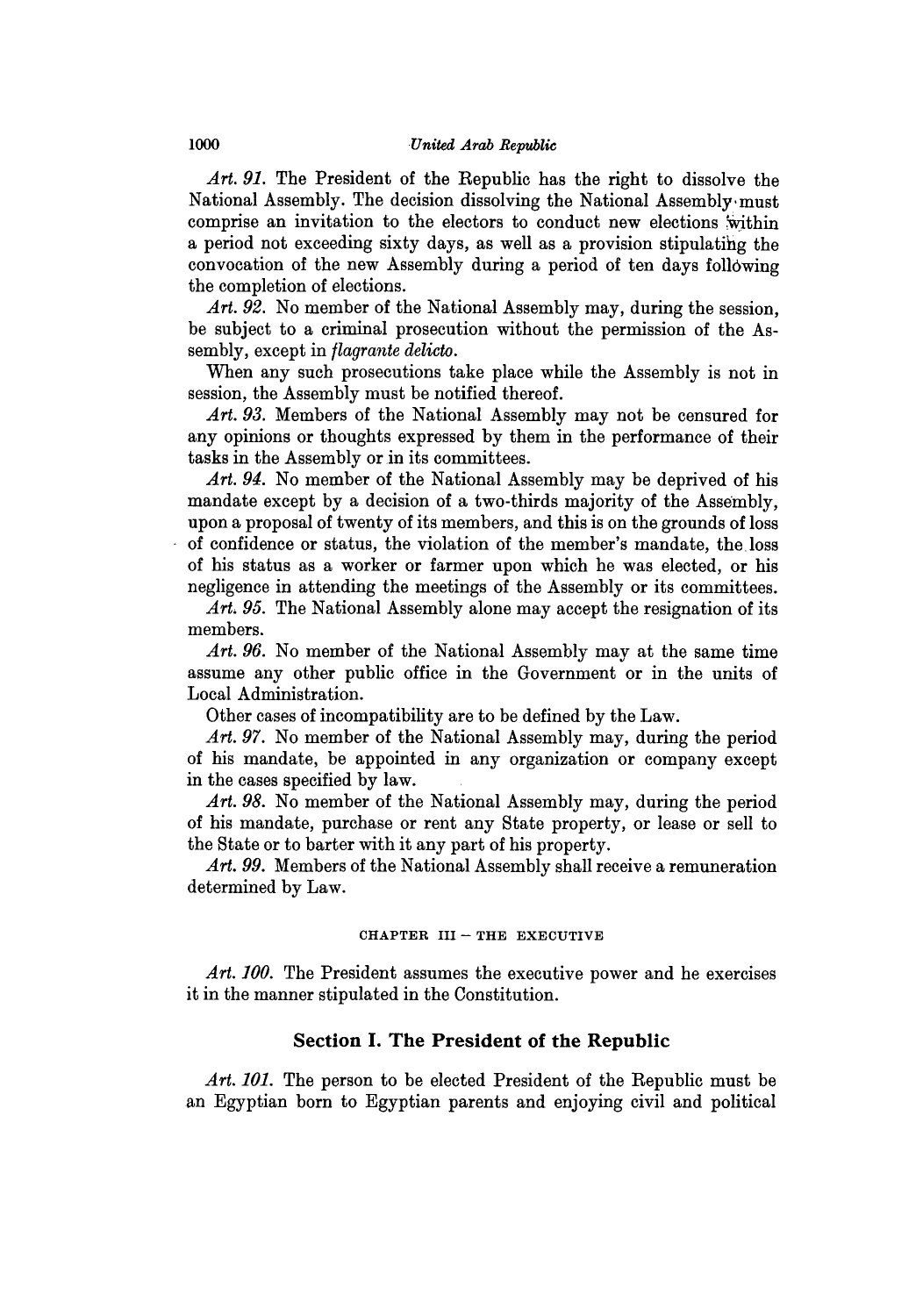*Art. 91.* The President of the Republic has the right to dissolve the National Assembly. The decision dissolving the National Assembly must comprise an invitation to the electors to conduct new elections within a period not exceeding sixty days, as well as a provision stipulating the convocation of the new Assembly during a period of ten days following the completion of elections.

*Art. 92.* No member of the National Assembly may, during the session, be subject to a criminal prosecution without the permission of the Assembly, except in *flagrante delicto*.

When any such prosecutions take place while the Assembly is not in session, the Assembly must be notified thereof.

*Art. 93.* Members of the National Assembly may not be censured for any opinions or thoughts expressed by them in the performance of their tasks in the Assembly or in its committees.

*Art. 94.* No member of the National Assembly may be deprived of his mandate except by a decision of a two-thirds majority of the Assembly, upon a proposal of twenty of its members, and this is on the grounds of loss of confidence or status, the violation of the member's mandate, the loss of his status as a worker or farmer upon which he was elected, or his negligence in attending the meetings of the Assembly or its committees.

*Art. 95.* The National Assembly alone may accept the resignation of its members.

*Art. 96.* No member of the National Assembly may at the same time assume any other public office in the Government or in the units of Local Administration.

Other cases of incompatibility are to be defined by the Law.

*Art. 97.* No member of the National Assembly may, during the period of his mandate, be appointed in any organization or company except in the cases specified by law.

*Art. 98.* No member of the National Assembly may, during the period of his mandate, purchase or rent any State property, or lease or sell to the State or to barter with it any part of his property.

*Art. 99.* Members of the National Assembly shall receive a remuneration determined by Law.

## CHAPTER III – THE EXECUTIVE

*Art. 100.* The President assumes the executive power and he exercises it in the manner stipulated in the Constitution.

### Section I. The President of the Republic

*Art. 101.* The person to be elected President of the Republic must be an Egyptian born to Egyptian parents and enjoying civil and political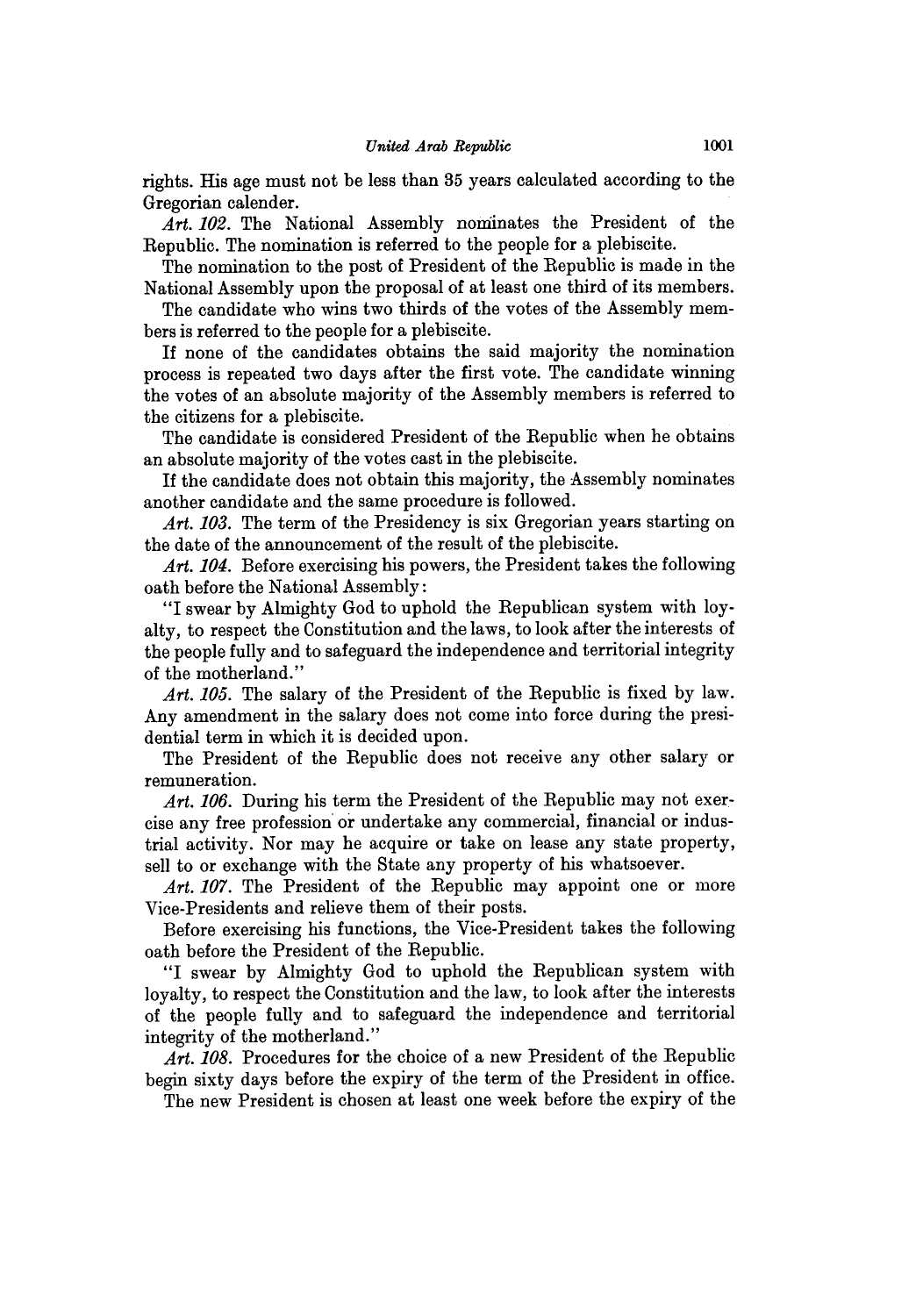rights. His age must not be less than 35 years calculated according to the Gregorian calender.

*Art. 102.* The National Assembly nominates the President of the Republic. The nomination is referred to the people for a plebiscite.

The nomination to the post of President of the Republic is made in the National Assembly upon the proposal of at least one third of its members.

The candidate who wins two thirds of the votes of the Assembly members is referred to the people for a plebiscite.

If none of the candidates obtains the said majority the nomination process is repeated two days after the first vote. The candidate winning the votes of an absolute majority of the Assembly members is referred to the citizens for a plebiscite.

The candidate is considered President of the Republic when he obtains an absolute majority of the votes cast in the plebiscite.

If the candidate does not obtain this majority, the Assembly nominates another candidate and the same procedure is followed.

*Art. 103.* The term of the Presidency is six Gregorian years starting on the date of the announcement of the result of the plebiscite.

*Art. 104.* Before exercising his powers, the President takes the following oath before the National Assembly:

"I swear by Almighty God to uphold the Republican system with loyalty, to respect the Constitution and the laws, to look after the interests of the people fully and to safeguard the independence and territorial integrity of the motherland."

*Art. 105.* The salary of the President of the Republic is fixed by law. Any amendment in the salary does not come into force during the presidential term in which it is decided upon.

The President of the Republic does not receive any other salary or remuneration.

*Art. 106.* During his term the President of the Republic may not exercise any free profession or undertake any commercial, financial or industrial activity. Nor may he acquire or take on lease any state property, sell to or exchange with the State any property of his whatsoever.

*Art. 107.* The President of the Republic may appoint one or more Vice-Presidents and relieve them of their posts.

Before exercising his functions, the Vice-President takes the following oath before the President of the Republic.

"I swear by Almighty God to uphold the Republican system with loyalty, to respect the Constitution and the law, to look after the interests of the people fully and to safeguard the independence and territorial integrity of the motherland."

*Art. 108.* Procedures for the choice of a new President of the Republic begin sixty days before the expiry of the term of the President in office.

The new President is chosen at least one week before the expiry of the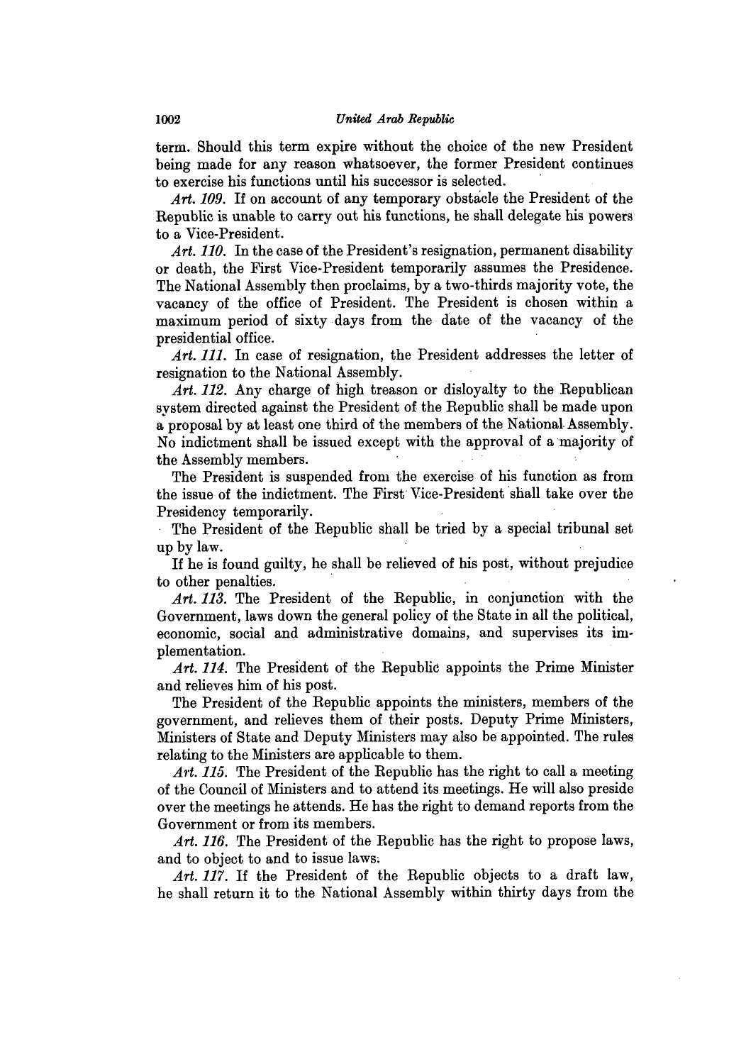term. Should this term expire without the choice of the new President being made for any reason whatsoever, the former President continues to exercise his functions until his successor is selected.

*Art. 109.* If on account of any temporary obstacle the President of the Republic is unable to carry out his functions, he shall delegate his powers to a Vice-President.

*Art. 110.* In the case of the President's resignation, permanent disability or death, the First Vice-President temporarily assumes the Presidence. The National Assembly then proclaims, by a two-thirds majority vote, the vacancy of the office of President. The President is chosen within a maximum period of sixty days from the date of the vacancy of the presidential office.

*Art. 111.* In case of resignation, the President addresses the letter of resignation to the National Assembly.

*Art. 112.* Any charge of high treason or disloyalty to the Republican system directed against the President of the Republic shall be made upon a proposal by at least one third of the members of the National Assembly. No indictment shall be issued except with the approval of a majority of the Assembly members.

The President is suspended from the exercise of his function as from the issue of the indictment. The First Vice-President shall take over the Presidency temporarily.

The President of the Republic shall be tried by a special tribunal set up by law.

If he is found guilty, he shall be relieved of his post, without prejudice to other penalties.

*Art. 113.* The President of the Republic, in conjunction with the Government, laws down the general policy of the State in all the political, economic, social and administrative domains, and supervises its implementation.

*Art. 114.* The President of the Republic appoints the Prime Minister and relieves him of his post.

The President of the Republic appoints the ministers, members of the government, and relieves them of their posts. Deputy Prime Ministers, Ministers of State and Deputy Ministers may also be appointed. The rules relating to the Ministers are applicable to them.

*Art. 115.* The President of the Republic has the right to call a meeting of the Council of Ministers and to attend its meetings. He will also preside over the meetings he attends. He has the right to demand reports from the Government or from its members.

*Art. 116.* The President of the Republic has the right to propose laws, and to object to and to issue laws.

*Art. 117.* If the President of the Republic objects to a draft law, he shall return it to the National Assembly within thirty days from the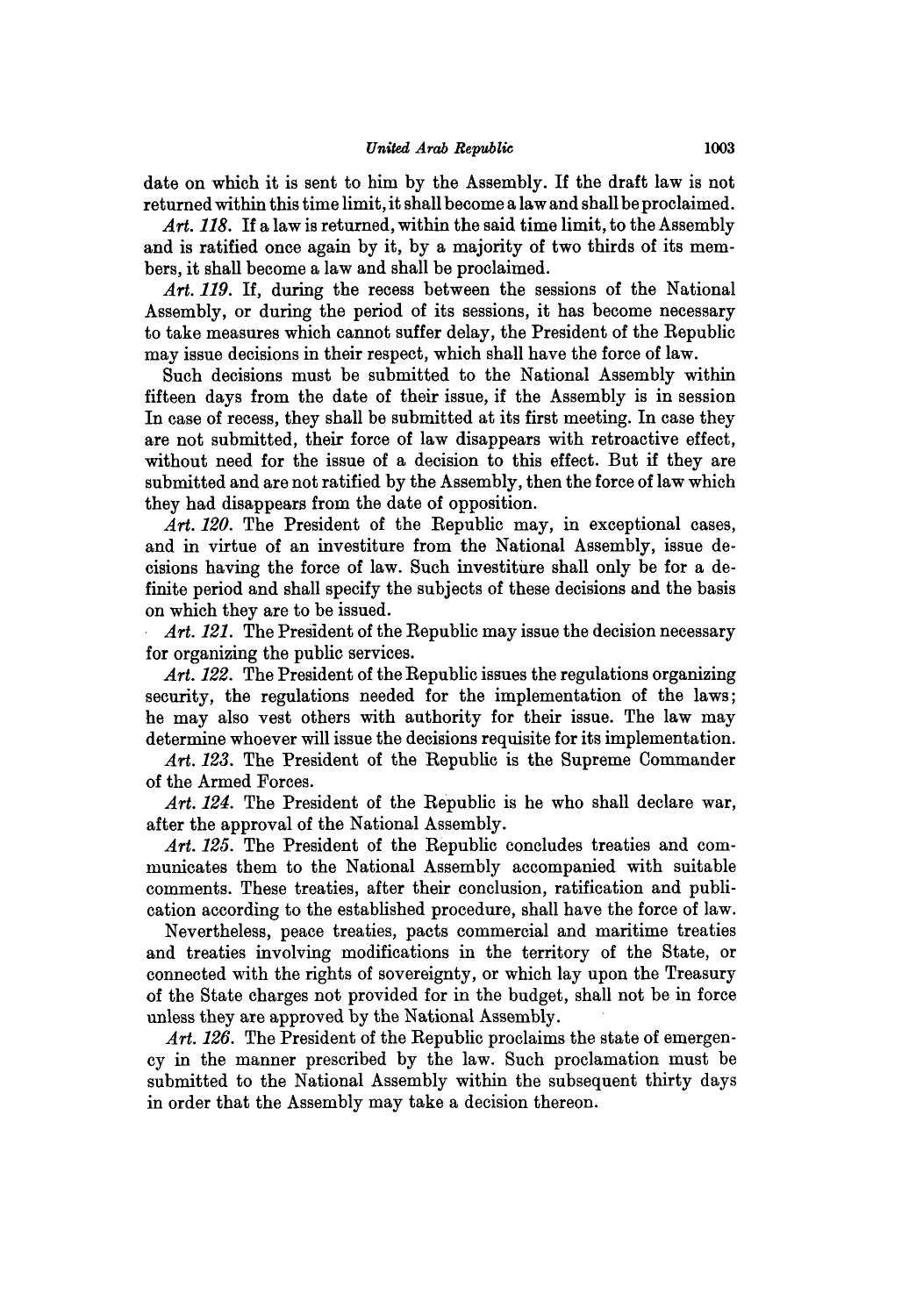date on which it is sent to him by the Assembly. If the draft law is not returned within this time limit, it shall become a law and shall be proclaimed.

*Art. 118.* If a law is returned, within the said time limit, to the Assembly and is ratified once again by it, by a majority of two thirds of its members, it shall become a law and shall be proclaimed.

*Art. 119.* If, during the recess between the sessions of the National Assembly, or during the period of its sessions, it has become necessary to take measures which cannot suffer delay, the President of the Republic may issue decisions in their respect, which shall have the force of law.

Such decisions must be submitted to the National Assembly within fifteen days from the date of their issue, if the Assembly is in session In case of recess, they shall be submitted at its first meeting. In case they are not submitted, their force of law disappears with retroactive effect, without need for the issue of a decision to this effect. But if they are submitted and are not ratified by the Assembly, then the force of law which they had disappears from the date of opposition.

*Art. 120.* The President of the Republic may, in exceptional cases, and in virtue of an investiture from the National Assembly, issue decisions having the force of law. Such investiture shall only be for a definite period and shall specify the subjects of these decisions and the basis on which they are to be issued.

*Art. 121.* The President of the Republic may issue the decision necessary for organizing the public services.

*Art. 122.* The President of the Republic issues the regulations organizing security, the regulations needed for the implementation of the laws; he may also vest others with authority for their issue. The law may determine whoever will issue the decisions requisite for its implementation.

*Art. 123.* The President of the Republic is the Supreme Commander of the Armed Forces.

*Art. 124.* The President of the Republic is he who shall declare war, after the approval of the National Assembly.

*Art. 125.* The President of the Republic concludes treaties and communicates them to the National Assembly accompanied with suitable comments. These treaties, after their conclusion, ratification and publication according to the established procedure, shall have the force of law.

Nevertheless, peace treaties, pacts commercial and maritime treaties and treaties involving modifications in the territory of the State, or connected with the rights of sovereignty, or which lay upon the Treasury of the State charges not provided for in the budget, shall not be in force unless they are approved by the National Assembly.

*Art. 126.* The President of the Republic proclaims the state of emergency in the manner prescribed by the law. Such proclamation must be submitted to the National Assembly within the subsequent thirty days in order that the Assembly may take a decision thereon.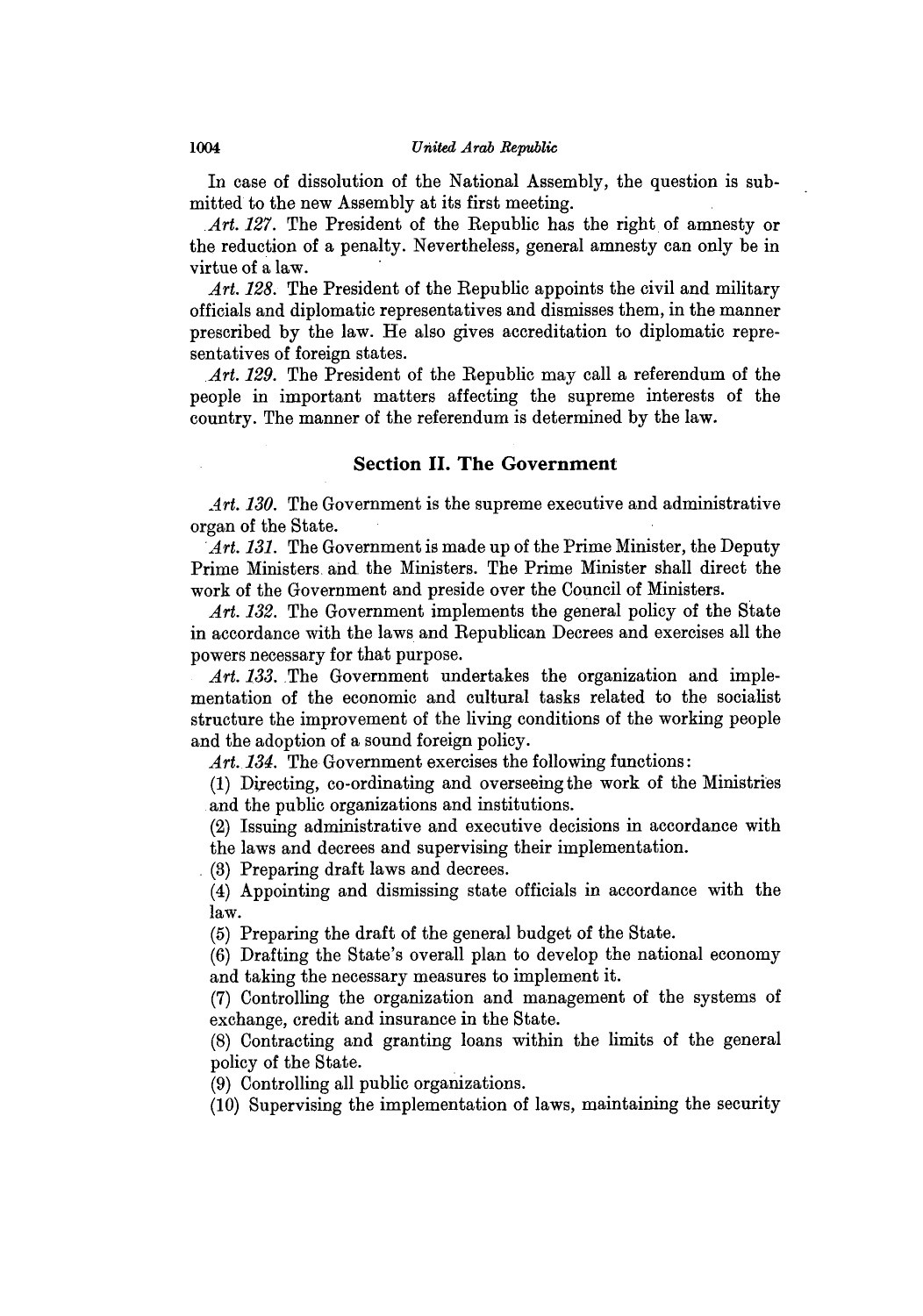In case of dissolution of the National Assembly, the question is submitted to the new Assembly at its first meeting.

*Art. 127.* The President of the Republic has the right of amnesty or the reduction of a penalty. Nevertheless, general amnesty can only be in virtue of a law.

*Art. 128.* The President of the Republic appoints the civil and military officials and diplomatic representatives and dismisses them, in the manner prescribed by the law. He also gives accreditation to diplomatic representatives of foreign states.

*Art. 129.* The President of the Republic may call a referendum of the people in important matters affecting the supreme interests of the country. The manner of the referendum is determined by the law.

## Section II. The Government

*Art. 130.* The Government is the supreme executive and administrative organ of the State.

*Art. 131.* The Government is made up of the Prime Minister, the Deputy Prime Ministers and the Ministers. The Prime Minister shall direct the work of the Government and preside over the Council of Ministers.

*Art. 132.* The Government implements the general policy of the State in accordance with the laws and Republican Decrees and exercises all the powers necessary for that purpose.

*Art. 133.* The Government undertakes the organization and implementation of the economic and cultural tasks related to the socialist structure the improvement of the living conditions of the working people and the adoption of a sound foreign policy.

*Art. 134.* The Government exercises the following functions:

(1) Directing, co-ordinating and overseeing the work of the Ministries and the public organizations and institutions.

(2) Issuing administrative and executive decisions in accordance with the laws and decrees and supervising their implementation.

(3) Preparing draft laws and decrees.

(4) Appointing and dismissing state officials in accordance with the law.

(5) Preparing the draft of the general budget of the State.

(6) Drafting the State's overall plan to develop the national economy and taking the necessary measures to implement it.

(7) Controlling the organization and management of the systems of exchange, credit and insurance in the State.

(8) Contracting and granting loans within the limits of the general policy of the State.

(9) Controlling all public organizations.

(10) Supervising the implementation of laws, maintaining the security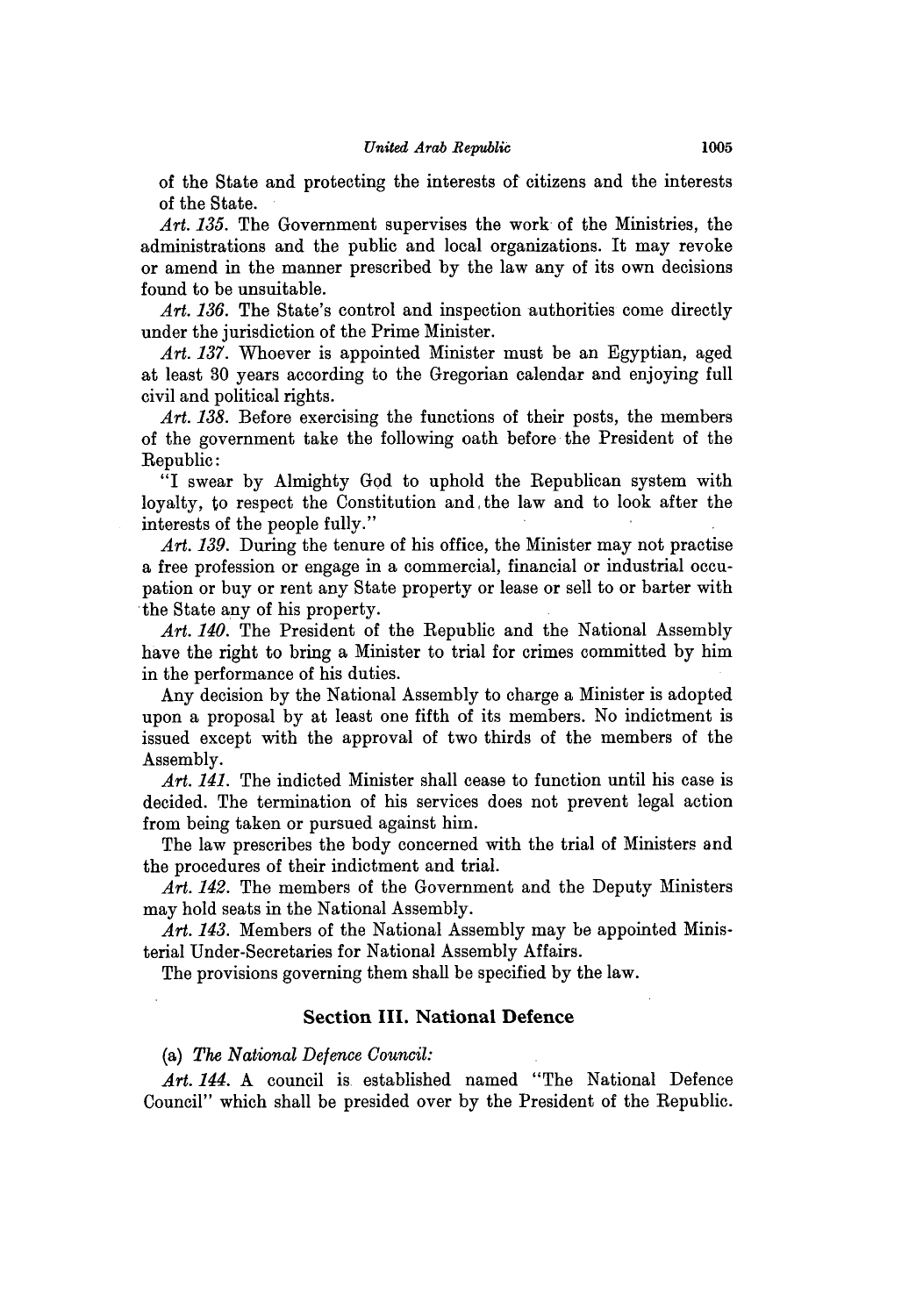of the State and protecting the interests of citizens and the interests of the State.

*Art. 135.* The Government supervises the work of the Ministries, the administrations and the public and local organizations. It may revoke or amend in the manner prescribed by the law any of its own decisions found to be unsuitable.

*Art. 136.* The State's control and inspection authorities come directly under the jurisdiction of the Prime Minister.

*Art. 137.* Whoever is appointed Minister must be an Egyptian, aged at least 30 years according to the Gregorian calendar and enjoying full civil and political rights.

*Art. 138.* Before exercising the functions of their posts, the members of the government take the following oath before the President of the Republic:

"I swear by Almighty God to uphold the Republican system with loyalty, to respect the Constitution and the law and to look after the interests of the people fully."

*Art. 139.* During the tenure of his office, the Minister may not practise a free profession or engage in a commercial, financial or industrial occupation or buy or rent any State property or lease or sell to or barter with the State any of his property.

*Art. 140.* The President of the Republic and the National Assembly have the right to bring a Minister to trial for crimes committed by him in the performance of his duties.

Any decision by the National Assembly to charge a Minister is adopted upon a proposal by at least one fifth of its members. No indictment is issued except with the approval of two thirds of the members of the Assembly.

*Art. 141.* The indicted Minister shall cease to function until his case is decided. The termination of his services does not prevent legal action from being taken or pursued against him.

The law prescribes the body concerned with the trial of Ministers and the procedures of their indictment and trial.

*Art. 142.* The members of the Government and the Deputy Ministers may hold seats in the National Assembly.

*Art. 143.* Members of the National Assembly may be appointed Ministerial Under-Secretaries for National Assembly Affairs.

The provisions governing them shall be specified by the law.

## Section III. National Defence

(a) *The National Defence Council:*

*Art. 144.* A council is established named "The National Defence Council" which shall be presided over by the President of the Republic.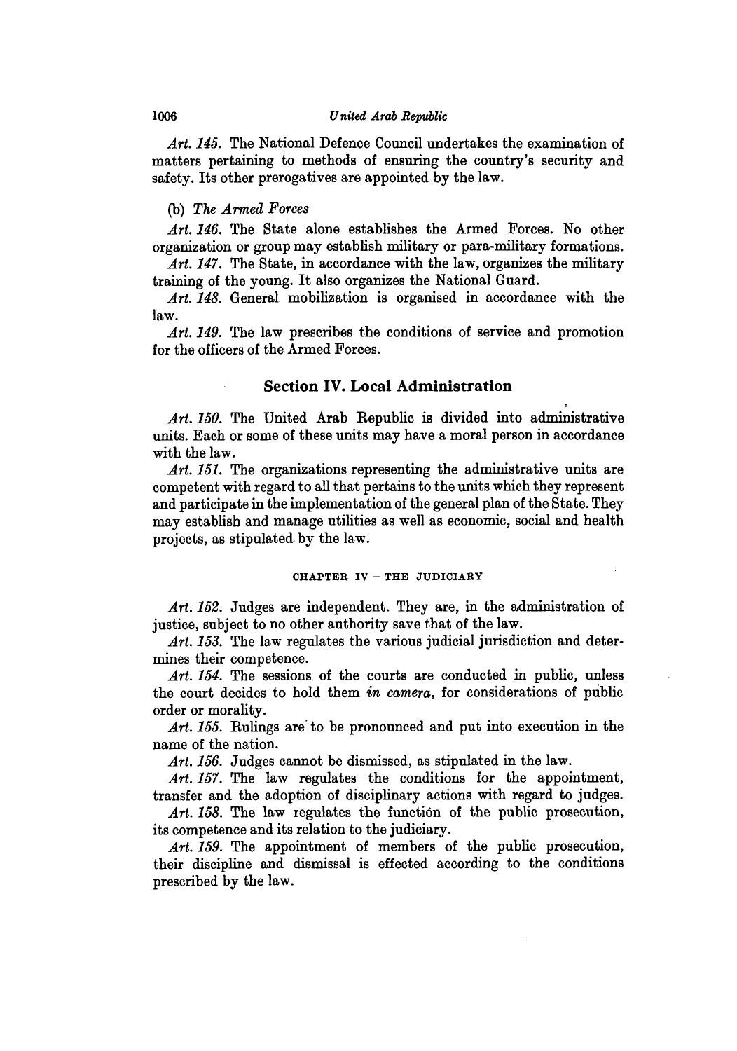*Art. 145.* The National Defence Council undertakes the examination of matters pertaining to methods of ensuring the country's security and safety. Its other prerogatives are appointed by the law.

(b) *The Armed Forces*

*Art. 146.* The State alone establishes the Armed Forces. No other organization or group may establish military or para-military formations.

*Art. 147.* The State, in accordance with the law, organizes the military training of the young. It also organizes the National Guard.

*Art. 148.* General mobilization is organised in accordance with the law.

*Art. 149.* The law prescribes the conditions of service and promotion for the officers of the Armed Forces.

## Section IV. Local Administration

*Art. 150.* The United Arab Republic is divided into administrative units. Each or some of these units may have a moral person in accordance with the law.

*Art. 151.* The organizations representing the administrative units are competent with regard to all that pertains to the units which they represent and participate in the implementation of the general plan of the State. They may establish and manage utilities as well as economic, social and health projects, as stipulated by the law.

### CHAPTER IV – THE JUDICIARY

*Art. 152.* Judges are independent. They are, in the administration of justice, subject to no other authority save that of the law.

*Art. 153.* The law regulates the various judicial jurisdiction and determines their competence.

*Art. 154.* The sessions of the courts are conducted in public, unless the court decides to hold them *in camera*, for considerations of public order or morality.

*Art. 155.* Rulings are to be pronounced and put into execution in the name of the nation.

*Art. 156.* Judges cannot be dismissed, as stipulated in the law.

*Art. 157.* The law regulates the conditions for the appointment, transfer and the adoption of disciplinary actions with regard to judges.

*Art. 158.* The law regulates the function of the public prosecution, its competence and its relation to the judiciary.

*Art. 159.* The appointment of members of the public prosecution, their discipline and dismissal is effected according to the conditions prescribed by the law.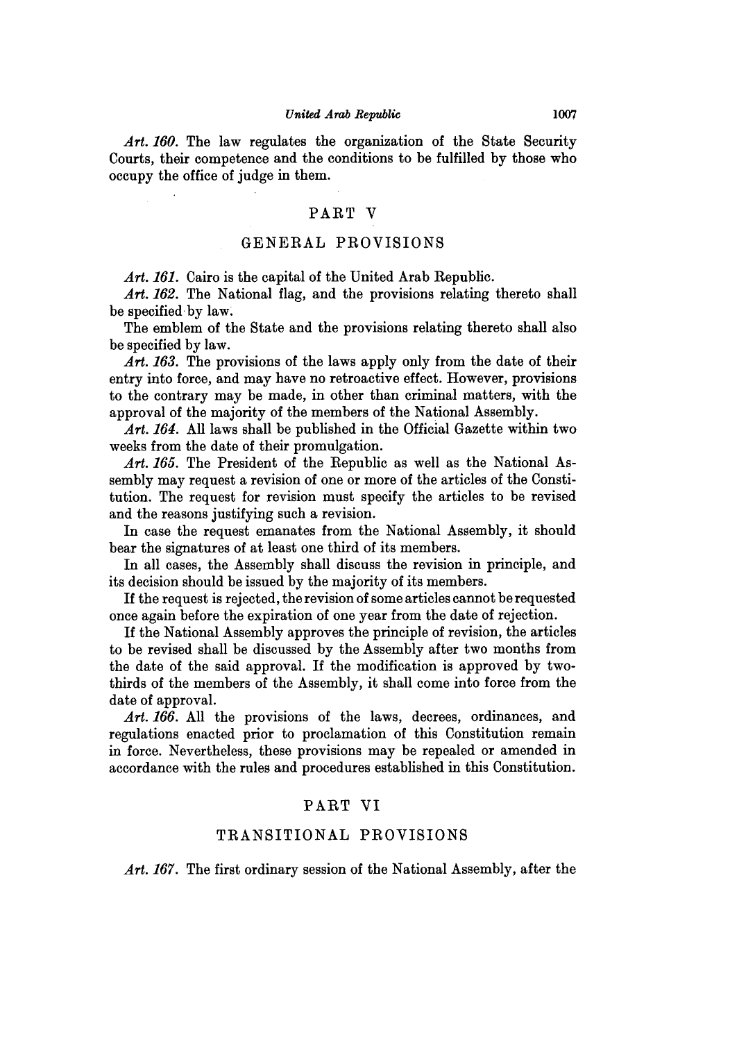*Art. 160.* The law regulates the organization of the State Security Courts, their competence and the conditions to be fulfilled by those who occupy the office of judge in them.

## PART V

## GENERAL PROVISIONS

*Art. 161.* Cairo is the capital of the United Arab Republic.

*Art. 162.* The National flag, and the provisions relating thereto shall be specified by law.

The emblem of the State and the provisions relating thereto shall also be specified by law.

*Art. 163.* The provisions of the laws apply only from the date of their entry into force, and may have no retroactive effect. However, provisions to the contrary may be made, in other than criminal matters, with the approval of the majority of the members of the National Assembly.

*Art. 164.* All laws shall be published in the Official Gazette within two weeks from the date of their promulgation.

*Art. 165.* The President of the Republic as well as the National Assembly may request a revision of one or more of the articles of the Constitution. The request for revision must specify the articles to be revised and the reasons justifying such a revision.

In case the request emanates from the National Assembly, it should bear the signatures of at least one third of its members.

In all cases, the Assembly shall discuss the revision in principle, and its decision should be issued by the majority of its members.

If the request is rejected, the revision of some articles cannot be requested once again before the expiration of one year from the date of rejection.

If the National Assembly approves the principle of revision, the articles to be revised shall be discussed by the Assembly after two months from the date of the said approval. If the modification is approved by two-thirds of the members of the Assembly, it shall come into force from the date of approval.

*Art. 166.* All the provisions of the laws, decrees, ordinances, and regulations enacted prior to proclamation of this Constitution remain in force. Nevertheless, these provisions may be repealed or amended in accordance with the rules and procedures established in this Constitution.

## PART VI

## TRANSITIONAL PROVISIONS

*Art. 167.* The first ordinary session of the National Assembly, after the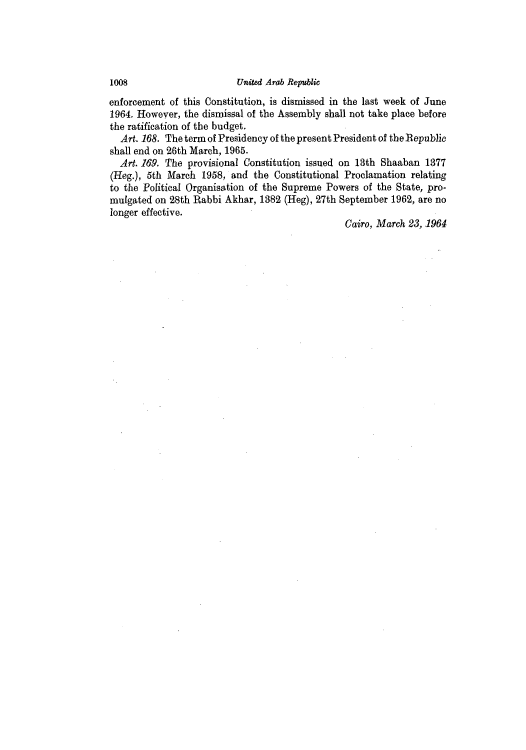enforcement of this Constitution, is dismissed in the last week of June 1964. However, the dismissal of the Assembly shall not take place before the ratification of the budget.

*Art. 168.* The term of Presidency of the present President of the Republic shall end on 26th March, 1965.

*Art. 169.* The provisional Constitution issued on 13th Shaaban 1377 (Heg.), 5th March 1958, and the Constitutional Proclamation relating to the Political Organisation of the Supreme Powers of the State, promulgated on 28th Rabbi Akhar, 1382 (Heg), 27th September 1962, are no longer effective.

*Cairo, March 23, 1964*